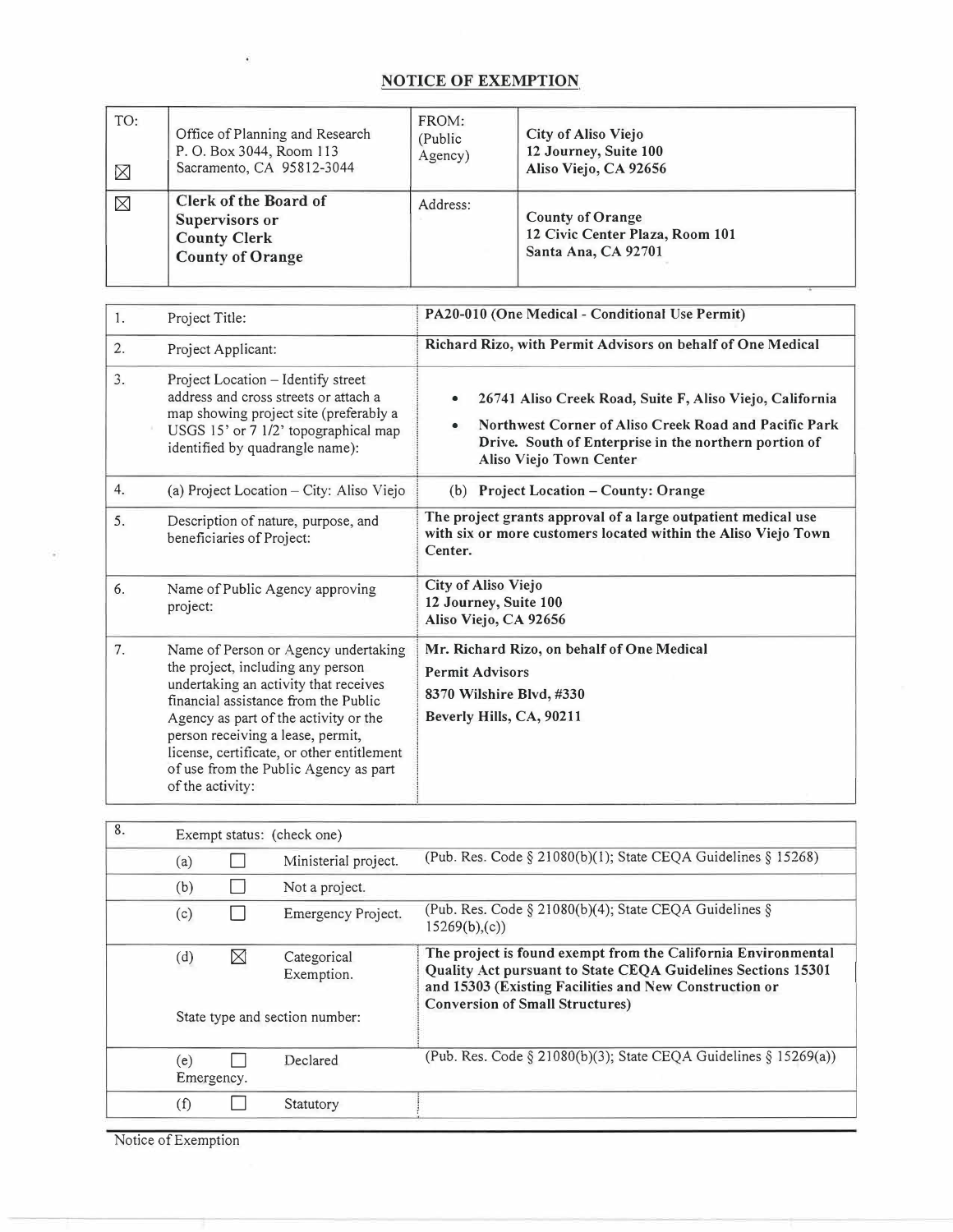## NOTICE OF EXEMPTION

| TO: | | FROM: (Public Agency) | |
|---|---|---|---|
| ☒ | Office of Planning and Research<br>P. O. Box 3044, Room 113<br>Sacramento, CA 95812-3044 | | **City of Aliso Viejo**<br>**12 Journey, Suite 100**<br>**Aliso Viejo, CA 92656** |
| ☒ | **Clerk of the Board of Supervisors or County Clerk County of Orange** | Address: | **County of Orange**<br>**12 Civic Center Plaza, Room 101**<br>**Santa Ana, CA 92701** |

| | | |
|---|---|---|
| 1. | Project Title: | **PA20-010 (One Medical - Conditional Use Permit)** |
| 2. | Project Applicant: | **Richard Rizo, with Permit Advisors on behalf of One Medical** |
| 3. | Project Location – Identify street address and cross streets or attach a map showing project site (preferably a USGS 15' or 7 1/2' topographical map identified by quadrangle name): | • **26741 Aliso Creek Road, Suite F, Aliso Viejo, California**<br>• **Northwest Corner of Aliso Creek Road and Pacific Park Drive. South of Enterprise in the northern portion of Aliso Viejo Town Center** |
| 4. | (a) Project Location – City: Aliso Viejo | (b) **Project Location – County: Orange** |
| 5. | Description of nature, purpose, and beneficiaries of Project: | **The project grants approval of a large outpatient medical use with six or more customers located within the Aliso Viejo Town Center.** |
| 6. | Name of Public Agency approving project: | **City of Aliso Viejo**<br>**12 Journey, Suite 100**<br>**Aliso Viejo, CA 92656** |
| 7. | Name of Person or Agency undertaking the project, including any person undertaking an activity that receives financial assistance from the Public Agency as part of the activity or the person receiving a lease, permit, license, certificate, or other entitlement of use from the Public Agency as part of the activity: | **Mr. Richard Rizo, on behalf of One Medical**<br>**Permit Advisors**<br>**8370 Wilshire Blvd, #330**<br>**Beverly Hills, CA, 90211** |

| 8. | Exempt status: (check one) | | |
|---|---|---|---|
| (a) | ☐ | Ministerial project. | (Pub. Res. Code § 21080(b)(1); State CEQA Guidelines § 15268) |
| (b) | ☐ | Not a project. | |
| (c) | ☐ | Emergency Project. | (Pub. Res. Code § 21080(b)(4); State CEQA Guidelines § 15269(b),(c)) |
| (d) | ☒ | Categorical Exemption.<br><br>State type and section number: | **The project is found exempt from the California Environmental Quality Act pursuant to State CEQA Guidelines Sections 15301 and 15303 (Existing Facilities and New Construction or Conversion of Small Structures)** |
| (e) | ☐ | Declared Emergency. | (Pub. Res. Code § 21080(b)(3); State CEQA Guidelines § 15269(a)) |
| (f) | ☐ | Statutory | |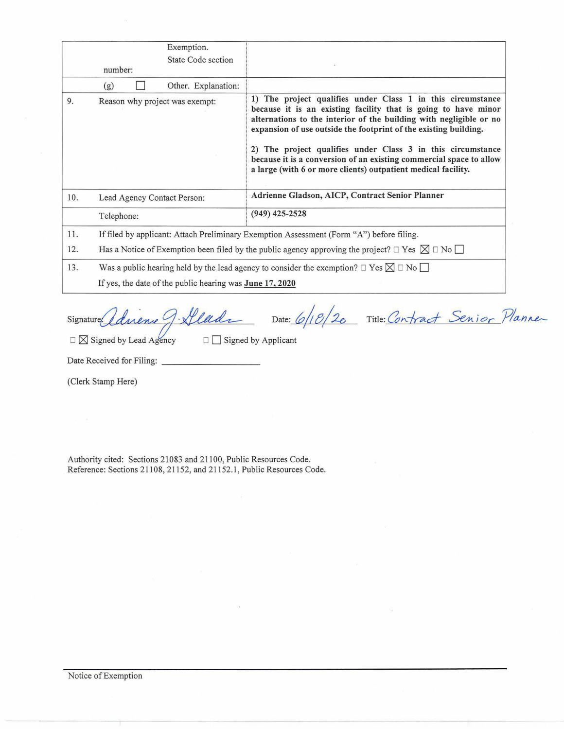| | | |
|---|---|---|
| | Exemption. State Code section number: | |
| | (g) ☐ Other. Explanation: | |
| 9. | Reason why project was exempt: | **1) The project qualifies under Class 1 in this circumstance because it is an existing facility that is going to have minor alternations to the interior of the building with negligible or no expansion of use outside the footprint of the existing building.**<br><br>**2) The project qualifies under Class 3 in this circumstance because it is a conversion of an existing commercial space to allow a large (with 6 or more clients) outpatient medical facility.** |
| 10. | Lead Agency Contact Person: | **Adrienne Gladson, AICP, Contract Senior Planner** |
| | Telephone: | **(949) 425-2528** |
| 11. | If filed by applicant: Attach Preliminary Exemption Assessment (Form "A") before filing. | |
| 12. | Has a Notice of Exemption been filed by the public agency approving the project? ☐ Yes ☒ ☐ No ☐ | |
| 13. | Was a public hearing held by the lead agency to consider the exemption? ☐ Yes ☒ ☐ No ☐<br>If yes, the date of the public hearing was **June 17, 2020** | |

Signature: *Adrienne G. Gladson* Date: *6/18/20* Title: *Contract Senior Planner*

☐ ☒ Signed by Lead Agency ☐ ☐ Signed by Applicant

Date Received for Filing: ____________________

(Clerk Stamp Here)

Authority cited: Sections 21083 and 21100, Public Resources Code.
Reference: Sections 21108, 21152, and 21152.1, Public Resources Code.

Notice of Exemption